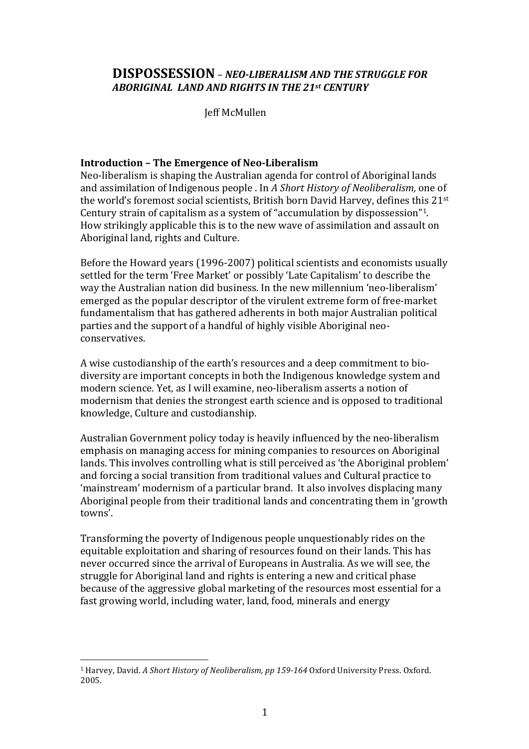# DISPOSSESSION – *NEO-LIBERALISM AND THE STRUGGLE FOR ABORIGINAL LAND AND RIGHTS IN THE 21st CENTURY*

Jeff McMullen

## Introduction – The Emergence of Neo-Liberalism

Neo-liberalism is shaping the Australian agenda for control of Aboriginal lands and assimilation of Indigenous people . In *A Short History of Neoliberalism,* one of the world's foremost social scientists, British born David Harvey, defines this 21st Century strain of capitalism as a system of "accumulation by dispossession"[1]. How strikingly applicable this is to the new wave of assimilation and assault on Aboriginal land, rights and Culture.

Before the Howard years (1996-2007) political scientists and economists usually settled for the term 'Free Market' or possibly 'Late Capitalism' to describe the way the Australian nation did business. In the new millennium 'neo-liberalism' emerged as the popular descriptor of the virulent extreme form of free-market fundamentalism that has gathered adherents in both major Australian political parties and the support of a handful of highly visible Aboriginal neo-conservatives.

A wise custodianship of the earth's resources and a deep commitment to bio-diversity are important concepts in both the Indigenous knowledge system and modern science. Yet, as I will examine, neo-liberalism asserts a notion of modernism that denies the strongest earth science and is opposed to traditional knowledge, Culture and custodianship.

Australian Government policy today is heavily influenced by the neo-liberalism emphasis on managing access for mining companies to resources on Aboriginal lands. This involves controlling what is still perceived as 'the Aboriginal problem' and forcing a social transition from traditional values and Cultural practice to 'mainstream' modernism of a particular brand. It also involves displacing many Aboriginal people from their traditional lands and concentrating them in 'growth towns'.

Transforming the poverty of Indigenous people unquestionably rides on the equitable exploitation and sharing of resources found on their lands. This has never occurred since the arrival of Europeans in Australia. As we will see, the struggle for Aboriginal land and rights is entering a new and critical phase because of the aggressive global marketing of the resources most essential for a fast growing world, including water, land, food, minerals and energy

---

[1] Harvey, David. *A Short History of Neoliberalism, pp 159-164* Oxford University Press. Oxford. 2005.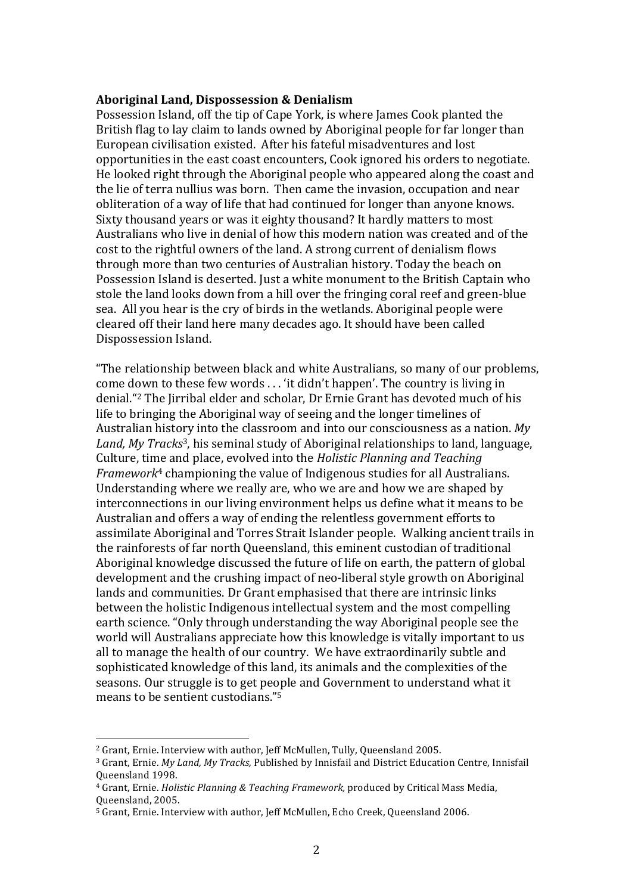**Aboriginal Land, Dispossession & Denialism**

Possession Island, off the tip of Cape York, is where James Cook planted the British flag to lay claim to lands owned by Aboriginal people for far longer than European civilisation existed. After his fateful misadventures and lost opportunities in the east coast encounters, Cook ignored his orders to negotiate. He looked right through the Aboriginal people who appeared along the coast and the lie of terra nullius was born. Then came the invasion, occupation and near obliteration of a way of life that had continued for longer than anyone knows. Sixty thousand years or was it eighty thousand? It hardly matters to most Australians who live in denial of how this modern nation was created and of the cost to the rightful owners of the land. A strong current of denialism flows through more than two centuries of Australian history. Today the beach on Possession Island is deserted. Just a white monument to the British Captain who stole the land looks down from a hill over the fringing coral reef and green-blue sea. All you hear is the cry of birds in the wetlands. Aboriginal people were cleared off their land here many decades ago. It should have been called Dispossession Island.

"The relationship between black and white Australians, so many of our problems, come down to these few words . . . 'it didn't happen'. The country is living in denial."[2] The Jirribal elder and scholar, Dr Ernie Grant has devoted much of his life to bringing the Aboriginal way of seeing and the longer timelines of Australian history into the classroom and into our consciousness as a nation. *My Land, My Tracks*[3], his seminal study of Aboriginal relationships to land, language, Culture, time and place, evolved into the *Holistic Planning and Teaching Framework*[4] championing the value of Indigenous studies for all Australians. Understanding where we really are, who we are and how we are shaped by interconnections in our living environment helps us define what it means to be Australian and offers a way of ending the relentless government efforts to assimilate Aboriginal and Torres Strait Islander people. Walking ancient trails in the rainforests of far north Queensland, this eminent custodian of traditional Aboriginal knowledge discussed the future of life on earth, the pattern of global development and the crushing impact of neo-liberal style growth on Aboriginal lands and communities. Dr Grant emphasised that there are intrinsic links between the holistic Indigenous intellectual system and the most compelling earth science. "Only through understanding the way Aboriginal people see the world will Australians appreciate how this knowledge is vitally important to us all to manage the health of our country. We have extraordinarily subtle and sophisticated knowledge of this land, its animals and the complexities of the seasons. Our struggle is to get people and Government to understand what it means to be sentient custodians."[5]

---

[2] Grant, Ernie. Interview with author, Jeff McMullen, Tully, Queensland 2005.

[3] Grant, Ernie. *My Land, My Tracks,* Published by Innisfail and District Education Centre, Innisfail Queensland 1998.

[4] Grant, Ernie. *Holistic Planning & Teaching Framework,* produced by Critical Mass Media, Queensland, 2005.

[5] Grant, Ernie. Interview with author, Jeff McMullen, Echo Creek, Queensland 2006.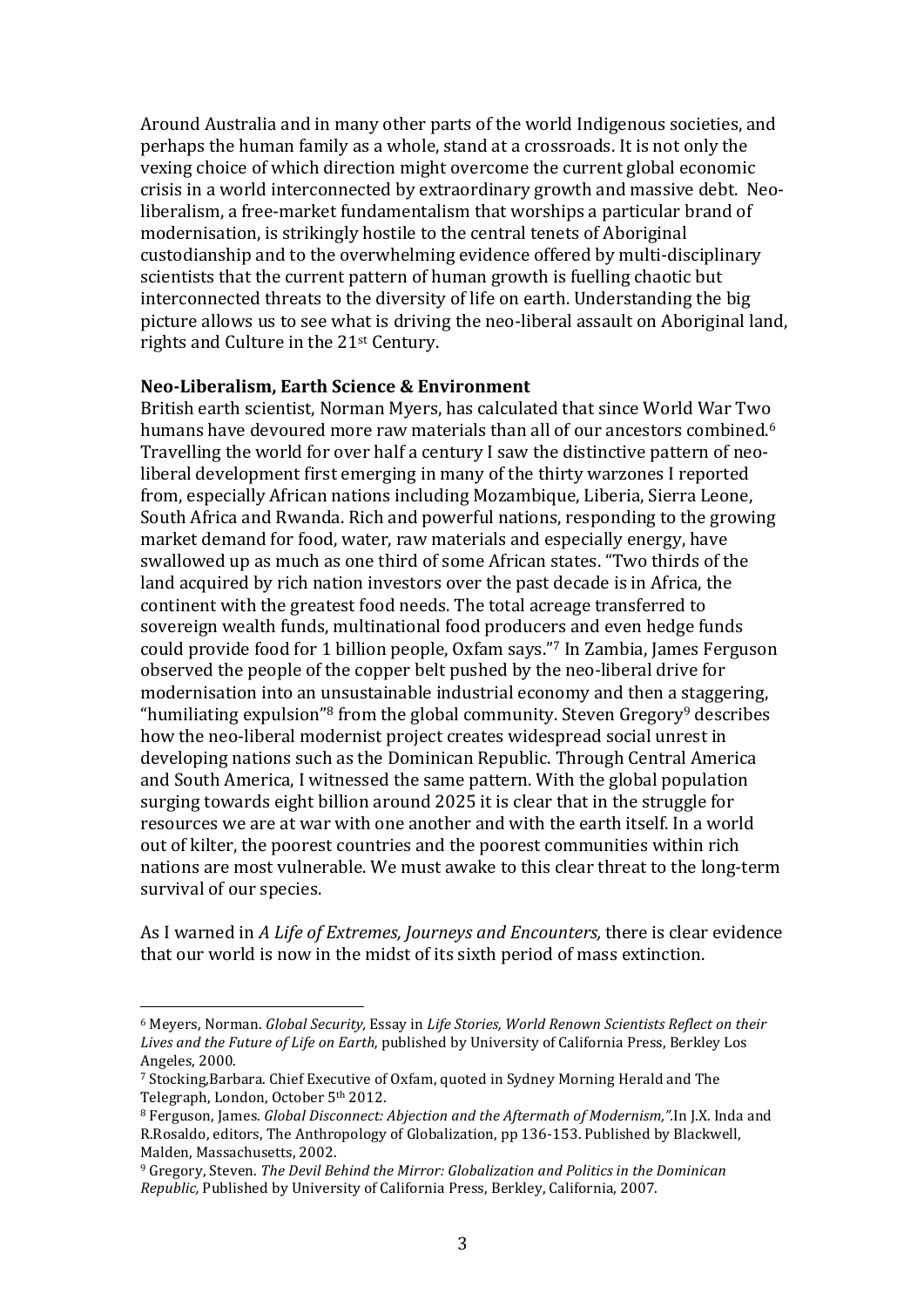Around Australia and in many other parts of the world Indigenous societies, and perhaps the human family as a whole, stand at a crossroads. It is not only the vexing choice of which direction might overcome the current global economic crisis in a world interconnected by extraordinary growth and massive debt. Neo-liberalism, a free-market fundamentalism that worships a particular brand of modernisation, is strikingly hostile to the central tenets of Aboriginal custodianship and to the overwhelming evidence offered by multi-disciplinary scientists that the current pattern of human growth is fuelling chaotic but interconnected threats to the diversity of life on earth. Understanding the big picture allows us to see what is driving the neo-liberal assault on Aboriginal land, rights and Culture in the 21st Century.

**Neo-Liberalism, Earth Science & Environment**

British earth scientist, Norman Myers, has calculated that since World War Two humans have devoured more raw materials than all of our ancestors combined.[6] Travelling the world for over half a century I saw the distinctive pattern of neo-liberal development first emerging in many of the thirty warzones I reported from, especially African nations including Mozambique, Liberia, Sierra Leone, South Africa and Rwanda. Rich and powerful nations, responding to the growing market demand for food, water, raw materials and especially energy, have swallowed up as much as one third of some African states. "Two thirds of the land acquired by rich nation investors over the past decade is in Africa, the continent with the greatest food needs. The total acreage transferred to sovereign wealth funds, multinational food producers and even hedge funds could provide food for 1 billion people, Oxfam says."[7] In Zambia, James Ferguson observed the people of the copper belt pushed by the neo-liberal drive for modernisation into an unsustainable industrial economy and then a staggering, "humiliating expulsion"[8] from the global community. Steven Gregory[9] describes how the neo-liberal modernist project creates widespread social unrest in developing nations such as the Dominican Republic. Through Central America and South America, I witnessed the same pattern. With the global population surging towards eight billion around 2025 it is clear that in the struggle for resources we are at war with one another and with the earth itself. In a world out of kilter, the poorest countries and the poorest communities within rich nations are most vulnerable. We must awake to this clear threat to the long-term survival of our species.

As I warned in *A Life of Extremes, Journeys and Encounters,* there is clear evidence that our world is now in the midst of its sixth period of mass extinction.

---

[6] Meyers, Norman. *Global Security,* Essay in *Life Stories, World Renown Scientists Reflect on their Lives and the Future of Life on Earth,* published by University of California Press, Berkley Los Angeles, 2000.

[7] Stocking,Barbara. Chief Executive of Oxfam, quoted in Sydney Morning Herald and The Telegraph, London, October 5th 2012.

[8] Ferguson, James. *Global Disconnect: Abjection and the Aftermath of Modernism,".*In J.X. Inda and R.Rosaldo, editors, The Anthropology of Globalization, pp 136-153. Published by Blackwell, Malden, Massachusetts, 2002.

[9] Gregory, Steven. *The Devil Behind the Mirror: Globalization and Politics in the Dominican Republic,* Published by University of California Press, Berkley, California, 2007.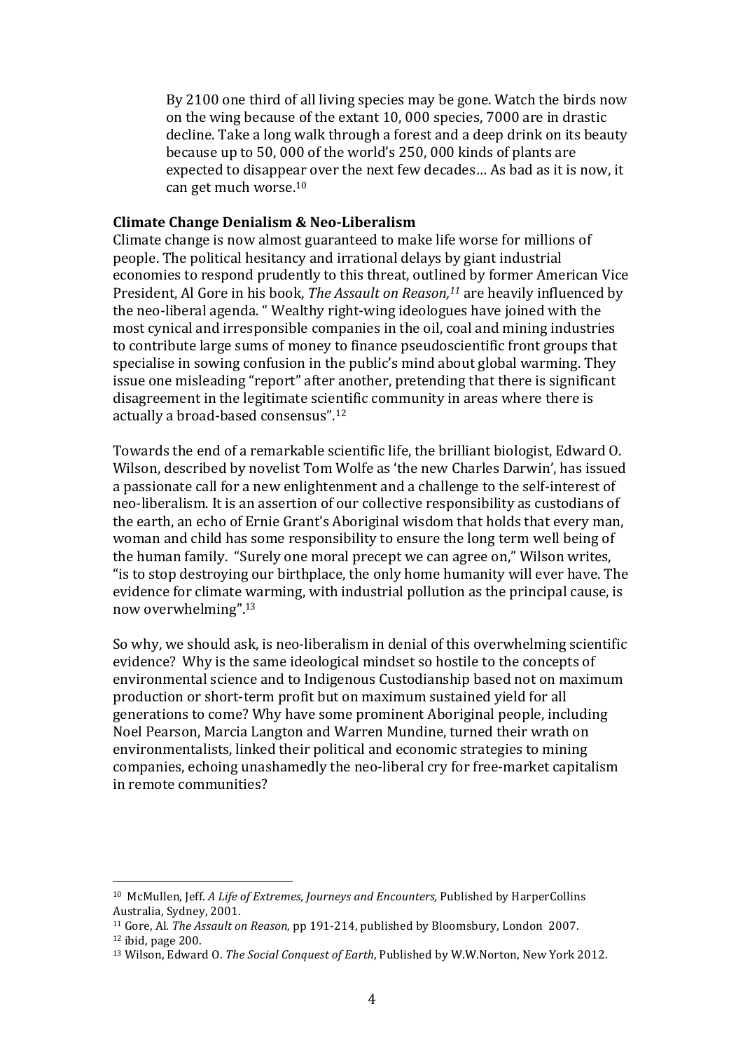> By 2100 one third of all living species may be gone. Watch the birds now on the wing because of the extant 10, 000 species, 7000 are in drastic decline. Take a long walk through a forest and a deep drink on its beauty because up to 50, 000 of the world's 250, 000 kinds of plants are expected to disappear over the next few decades… As bad as it is now, it can get much worse.[10]

**Climate Change Denialism & Neo-Liberalism**

Climate change is now almost guaranteed to make life worse for millions of people. The political hesitancy and irrational delays by giant industrial economies to respond prudently to this threat, outlined by former American Vice President, Al Gore in his book, *The Assault on Reason,*[11] are heavily influenced by the neo-liberal agenda. " Wealthy right-wing ideologues have joined with the most cynical and irresponsible companies in the oil, coal and mining industries to contribute large sums of money to finance pseudoscientific front groups that specialise in sowing confusion in the public's mind about global warming. They issue one misleading "report" after another, pretending that there is significant disagreement in the legitimate scientific community in areas where there is actually a broad-based consensus".[12]

Towards the end of a remarkable scientific life, the brilliant biologist, Edward O. Wilson, described by novelist Tom Wolfe as 'the new Charles Darwin', has issued a passionate call for a new enlightenment and a challenge to the self-interest of neo-liberalism. It is an assertion of our collective responsibility as custodians of the earth, an echo of Ernie Grant's Aboriginal wisdom that holds that every man, woman and child has some responsibility to ensure the long term well being of the human family. "Surely one moral precept we can agree on," Wilson writes, "is to stop destroying our birthplace, the only home humanity will ever have. The evidence for climate warming, with industrial pollution as the principal cause, is now overwhelming".[13]

So why, we should ask, is neo-liberalism in denial of this overwhelming scientific evidence? Why is the same ideological mindset so hostile to the concepts of environmental science and to Indigenous Custodianship based not on maximum production or short-term profit but on maximum sustained yield for all generations to come? Why have some prominent Aboriginal people, including Noel Pearson, Marcia Langton and Warren Mundine, turned their wrath on environmentalists, linked their political and economic strategies to mining companies, echoing unashamedly the neo-liberal cry for free-market capitalism in remote communities?

---

[10] McMullen, Jeff. *A Life of Extremes, Journeys and Encounters,* Published by HarperCollins Australia, Sydney, 2001.

[11] Gore, Al. *The Assault on Reason,* pp 191-214, published by Bloomsbury, London 2007.

[12] ibid, page 200.

[13] Wilson, Edward O. *The Social Conquest of Earth*, Published by W.W.Norton, New York 2012.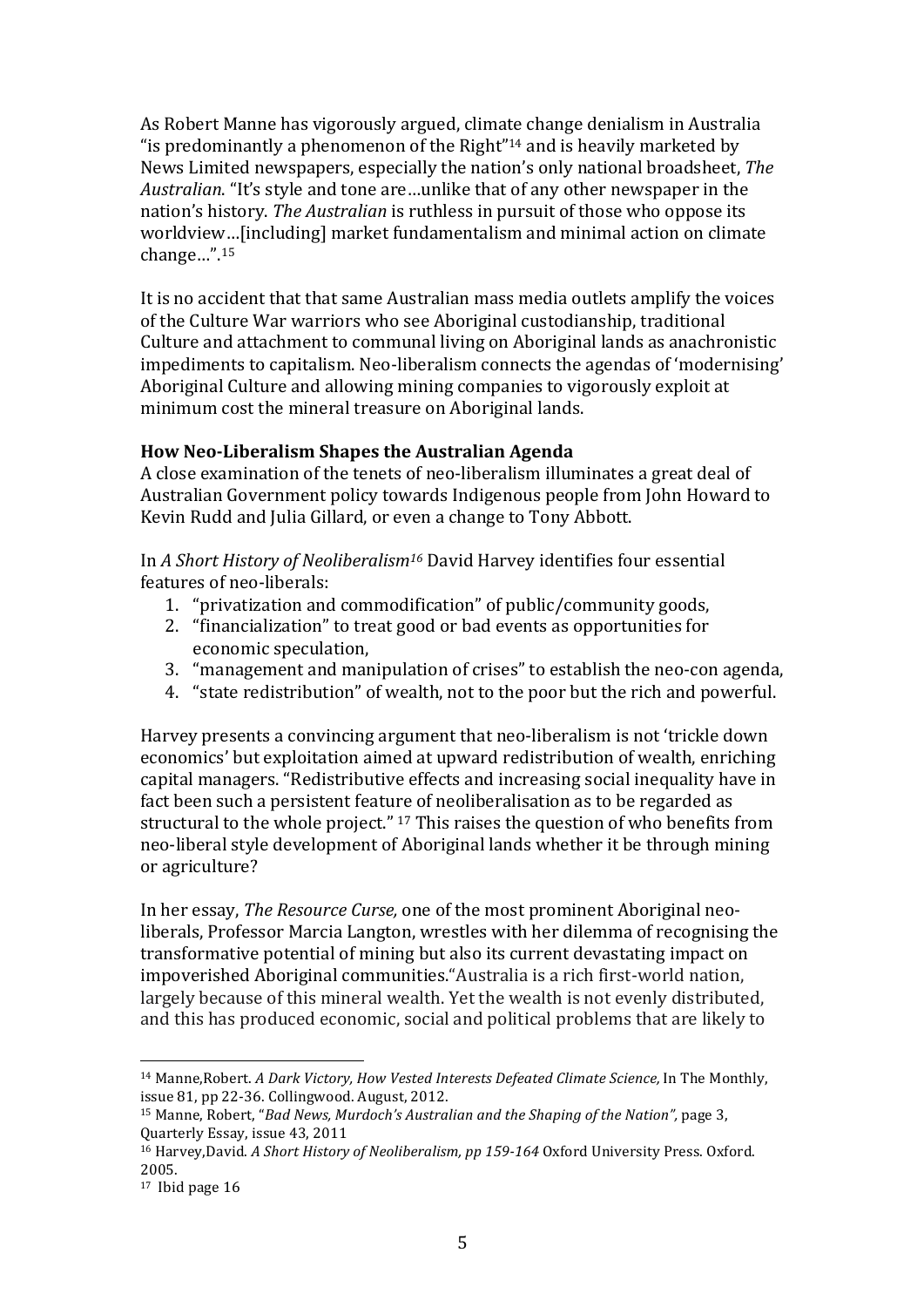As Robert Manne has vigorously argued, climate change denialism in Australia "is predominantly a phenomenon of the Right"[14] and is heavily marketed by News Limited newspapers, especially the nation's only national broadsheet, *The Australian*. "It's style and tone are…unlike that of any other newspaper in the nation's history. *The Australian* is ruthless in pursuit of those who oppose its worldview…[including] market fundamentalism and minimal action on climate change…".[15]

It is no accident that that same Australian mass media outlets amplify the voices of the Culture War warriors who see Aboriginal custodianship, traditional Culture and attachment to communal living on Aboriginal lands as anachronistic impediments to capitalism. Neo-liberalism connects the agendas of 'modernising' Aboriginal Culture and allowing mining companies to vigorously exploit at minimum cost the mineral treasure on Aboriginal lands.

**How Neo-Liberalism Shapes the Australian Agenda**

A close examination of the tenets of neo-liberalism illuminates a great deal of Australian Government policy towards Indigenous people from John Howard to Kevin Rudd and Julia Gillard, or even a change to Tony Abbott.

In *A Short History of Neoliberalism*[16] David Harvey identifies four essential features of neo-liberals:

1. "privatization and commodification" of public/community goods,
2. "financialization" to treat good or bad events as opportunities for economic speculation,
3. "management and manipulation of crises" to establish the neo-con agenda,
4. "state redistribution" of wealth, not to the poor but the rich and powerful.

Harvey presents a convincing argument that neo-liberalism is not 'trickle down economics' but exploitation aimed at upward redistribution of wealth, enriching capital managers. "Redistributive effects and increasing social inequality have in fact been such a persistent feature of neoliberalisation as to be regarded as structural to the whole project." [17] This raises the question of who benefits from neo-liberal style development of Aboriginal lands whether it be through mining or agriculture?

In her essay, *The Resource Curse,* one of the most prominent Aboriginal neo-liberals, Professor Marcia Langton, wrestles with her dilemma of recognising the transformative potential of mining but also its current devastating impact on impoverished Aboriginal communities."Australia is a rich first-world nation, largely because of this mineral wealth. Yet the wealth is not evenly distributed, and this has produced economic, social and political problems that are likely to

---

[14] Manne,Robert. *A Dark Victory, How Vested Interests Defeated Climate Science,* In The Monthly, issue 81, pp 22-36. Collingwood. August, 2012.

[15] Manne, Robert, "*Bad News, Murdoch's Australian and the Shaping of the Nation"*, page 3, Quarterly Essay, issue 43, 2011

[16] Harvey,David. *A Short History of Neoliberalism, pp 159-164* Oxford University Press. Oxford. 2005.

[17] Ibid page 16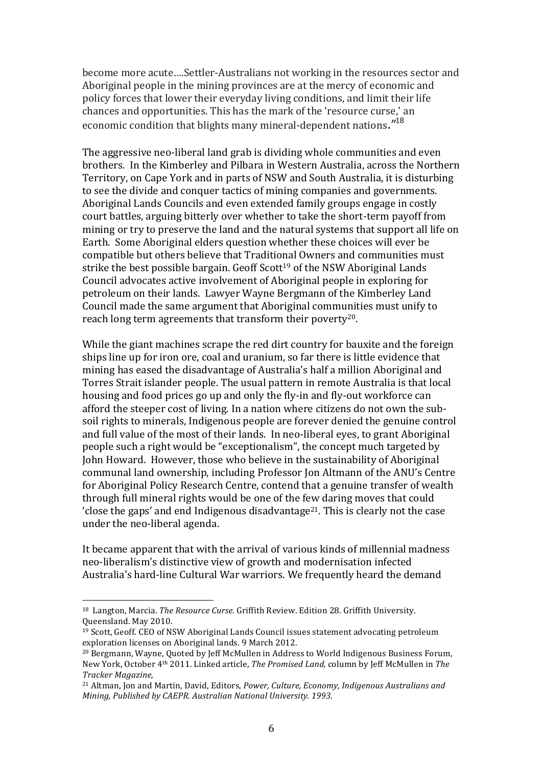become more acute....Settler-Australians not working in the resources sector and Aboriginal people in the mining provinces are at the mercy of economic and policy forces that lower their everyday living conditions, and limit their life chances and opportunities. This has the mark of the 'resource curse,' an economic condition that blights many mineral-dependent nations."[18]

The aggressive neo-liberal land grab is dividing whole communities and even brothers. In the Kimberley and Pilbara in Western Australia, across the Northern Territory, on Cape York and in parts of NSW and South Australia, it is disturbing to see the divide and conquer tactics of mining companies and governments. Aboriginal Lands Councils and even extended family groups engage in costly court battles, arguing bitterly over whether to take the short-term payoff from mining or try to preserve the land and the natural systems that support all life on Earth. Some Aboriginal elders question whether these choices will ever be compatible but others believe that Traditional Owners and communities must strike the best possible bargain. Geoff Scott[19] of the NSW Aboriginal Lands Council advocates active involvement of Aboriginal people in exploring for petroleum on their lands. Lawyer Wayne Bergmann of the Kimberley Land Council made the same argument that Aboriginal communities must unify to reach long term agreements that transform their poverty[20].

While the giant machines scrape the red dirt country for bauxite and the foreign ships line up for iron ore, coal and uranium, so far there is little evidence that mining has eased the disadvantage of Australia's half a million Aboriginal and Torres Strait islander people. The usual pattern in remote Australia is that local housing and food prices go up and only the fly-in and fly-out workforce can afford the steeper cost of living. In a nation where citizens do not own the sub-soil rights to minerals, Indigenous people are forever denied the genuine control and full value of the most of their lands. In neo-liberal eyes, to grant Aboriginal people such a right would be "exceptionalism", the concept much targeted by John Howard. However, those who believe in the sustainability of Aboriginal communal land ownership, including Professor Jon Altmann of the ANU's Centre for Aboriginal Policy Research Centre, contend that a genuine transfer of wealth through full mineral rights would be one of the few daring moves that could 'close the gaps' and end Indigenous disadvantage[21]. This is clearly not the case under the neo-liberal agenda.

It became apparent that with the arrival of various kinds of millennial madness neo-liberalism's distinctive view of growth and modernisation infected Australia's hard-line Cultural War warriors. We frequently heard the demand

---

[18] Langton, Marcia. *The Resource Curse.* Griffith Review. Edition 28. Griffith University. Queensland. May 2010.

[19] Scott, Geoff. CEO of NSW Aboriginal Lands Council issues statement advocating petroleum exploration licenses on Aboriginal lands. 9 March 2012.

[20] Bergmann, Wayne, Quoted by Jeff McMullen in Address to World Indigenous Business Forum, New York, October 4th 2011. Linked article, *The Promised Land,* column by Jeff McMullen in *The Tracker Magazine,*

[21] Altman, Jon and Martin, David, Editors, *Power, Culture, Economy, Indigenous Australians and Mining, Published by CAEPR. Australian National University. 1993.*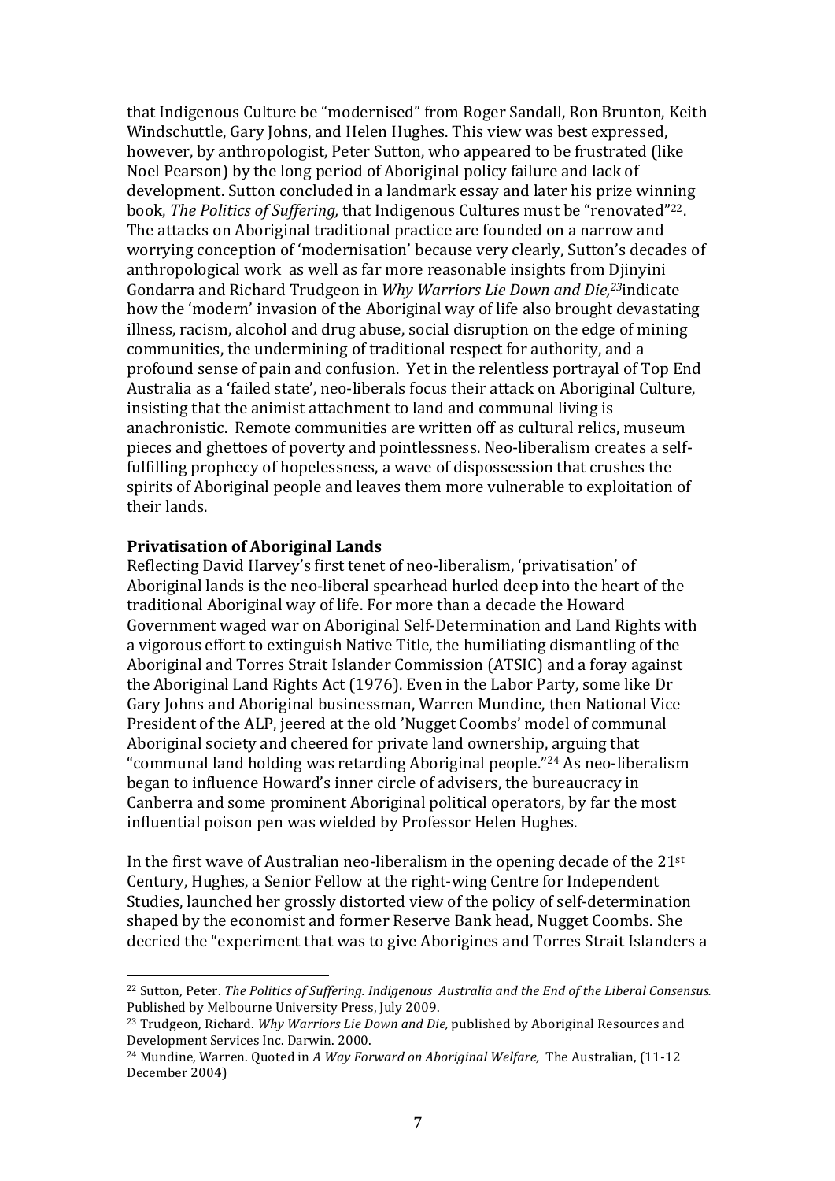that Indigenous Culture be "modernised" from Roger Sandall, Ron Brunton, Keith Windschuttle, Gary Johns, and Helen Hughes. This view was best expressed, however, by anthropologist, Peter Sutton, who appeared to be frustrated (like Noel Pearson) by the long period of Aboriginal policy failure and lack of development. Sutton concluded in a landmark essay and later his prize winning book, *The Politics of Suffering,* that Indigenous Cultures must be "renovated"[22]. The attacks on Aboriginal traditional practice are founded on a narrow and worrying conception of 'modernisation' because very clearly, Sutton's decades of anthropological work as well as far more reasonable insights from Djinyini Gondarra and Richard Trudgeon in *Why Warriors Lie Down and Die,*[23]indicate how the 'modern' invasion of the Aboriginal way of life also brought devastating illness, racism, alcohol and drug abuse, social disruption on the edge of mining communities, the undermining of traditional respect for authority, and a profound sense of pain and confusion. Yet in the relentless portrayal of Top End Australia as a 'failed state', neo-liberals focus their attack on Aboriginal Culture, insisting that the animist attachment to land and communal living is anachronistic. Remote communities are written off as cultural relics, museum pieces and ghettoes of poverty and pointlessness. Neo-liberalism creates a self-fulfilling prophecy of hopelessness, a wave of dispossession that crushes the spirits of Aboriginal people and leaves them more vulnerable to exploitation of their lands.

**Privatisation of Aboriginal Lands**

Reflecting David Harvey's first tenet of neo-liberalism, 'privatisation' of Aboriginal lands is the neo-liberal spearhead hurled deep into the heart of the traditional Aboriginal way of life. For more than a decade the Howard Government waged war on Aboriginal Self-Determination and Land Rights with a vigorous effort to extinguish Native Title, the humiliating dismantling of the Aboriginal and Torres Strait Islander Commission (ATSIC) and a foray against the Aboriginal Land Rights Act (1976). Even in the Labor Party, some like Dr Gary Johns and Aboriginal businessman, Warren Mundine, then National Vice President of the ALP, jeered at the old 'Nugget Coombs' model of communal Aboriginal society and cheered for private land ownership, arguing that "communal land holding was retarding Aboriginal people."[24] As neo-liberalism began to influence Howard's inner circle of advisers, the bureaucracy in Canberra and some prominent Aboriginal political operators, by far the most influential poison pen was wielded by Professor Helen Hughes.

In the first wave of Australian neo-liberalism in the opening decade of the 21st Century, Hughes, a Senior Fellow at the right-wing Centre for Independent Studies, launched her grossly distorted view of the policy of self-determination shaped by the economist and former Reserve Bank head, Nugget Coombs. She decried the "experiment that was to give Aborigines and Torres Strait Islanders a

---

[22] Sutton, Peter. *The Politics of Suffering. Indigenous Australia and the End of the Liberal Consensus.* Published by Melbourne University Press, July 2009.

[23] Trudgeon, Richard. *Why Warriors Lie Down and Die,* published by Aboriginal Resources and Development Services Inc. Darwin. 2000.

[24] Mundine, Warren. Quoted in *A Way Forward on Aboriginal Welfare,* The Australian, (11-12 December 2004)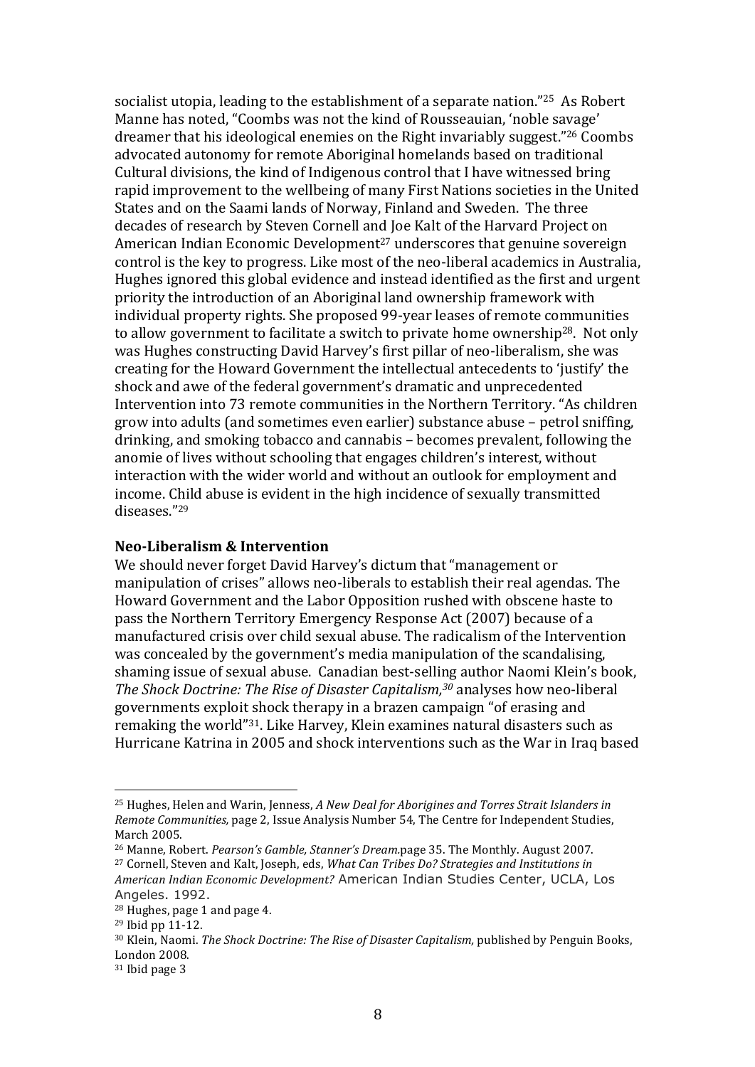socialist utopia, leading to the establishment of a separate nation."[25] As Robert Manne has noted, "Coombs was not the kind of Rousseauian, 'noble savage' dreamer that his ideological enemies on the Right invariably suggest."[26] Coombs advocated autonomy for remote Aboriginal homelands based on traditional Cultural divisions, the kind of Indigenous control that I have witnessed bring rapid improvement to the wellbeing of many First Nations societies in the United States and on the Saami lands of Norway, Finland and Sweden. The three decades of research by Steven Cornell and Joe Kalt of the Harvard Project on American Indian Economic Development[27] underscores that genuine sovereign control is the key to progress. Like most of the neo-liberal academics in Australia, Hughes ignored this global evidence and instead identified as the first and urgent priority the introduction of an Aboriginal land ownership framework with individual property rights. She proposed 99-year leases of remote communities to allow government to facilitate a switch to private home ownership[28]. Not only was Hughes constructing David Harvey's first pillar of neo-liberalism, she was creating for the Howard Government the intellectual antecedents to 'justify' the shock and awe of the federal government's dramatic and unprecedented Intervention into 73 remote communities in the Northern Territory. "As children grow into adults (and sometimes even earlier) substance abuse – petrol sniffing, drinking, and smoking tobacco and cannabis – becomes prevalent, following the anomie of lives without schooling that engages children's interest, without interaction with the wider world and without an outlook for employment and income. Child abuse is evident in the high incidence of sexually transmitted diseases."[29]

### Neo-Liberalism & Intervention

We should never forget David Harvey's dictum that "management or manipulation of crises" allows neo-liberals to establish their real agendas. The Howard Government and the Labor Opposition rushed with obscene haste to pass the Northern Territory Emergency Response Act (2007) because of a manufactured crisis over child sexual abuse. The radicalism of the Intervention was concealed by the government's media manipulation of the scandalising, shaming issue of sexual abuse. Canadian best-selling author Naomi Klein's book, *The Shock Doctrine: The Rise of Disaster Capitalism,*[30] analyses how neo-liberal governments exploit shock therapy in a brazen campaign "of erasing and remaking the world"[31]. Like Harvey, Klein examines natural disasters such as Hurricane Katrina in 2005 and shock interventions such as the War in Iraq based

---

[25] Hughes, Helen and Warin, Jenness, *A New Deal for Aborigines and Torres Strait Islanders in Remote Communities,* page 2, Issue Analysis Number 54, The Centre for Independent Studies, March 2005.

[26] Manne, Robert. *Pearson's Gamble, Stanner's Dream.*page 35. The Monthly. August 2007.

[27] Cornell, Steven and Kalt, Joseph, eds, *What Can Tribes Do? Strategies and Institutions in American Indian Economic Development?* American Indian Studies Center, UCLA, Los Angeles. 1992.

[28] Hughes, page 1 and page 4.

[29] Ibid pp 11-12.

[30] Klein, Naomi. *The Shock Doctrine: The Rise of Disaster Capitalism,* published by Penguin Books, London 2008.

[31] Ibid page 3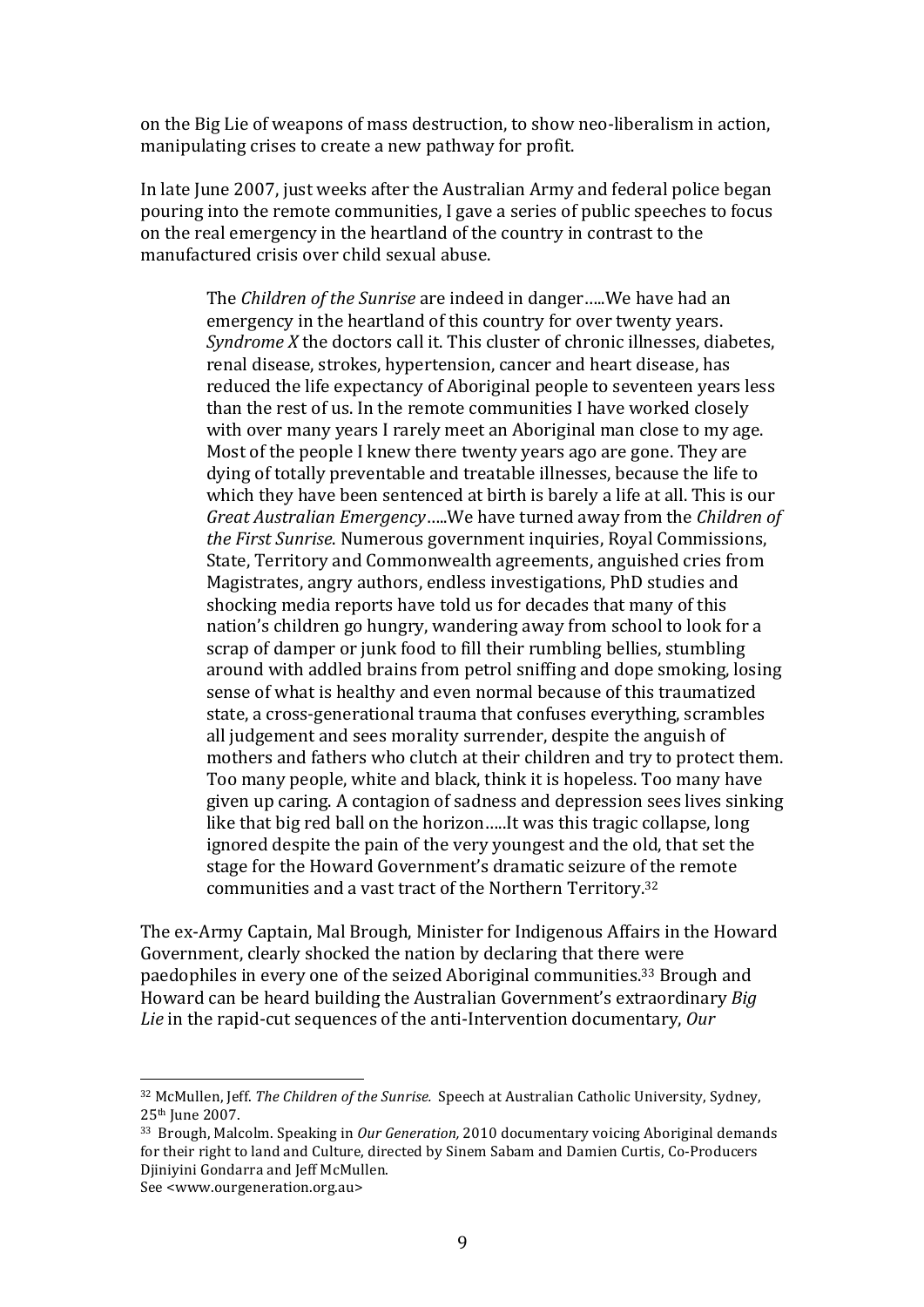on the Big Lie of weapons of mass destruction, to show neo-liberalism in action, manipulating crises to create a new pathway for profit.

In late June 2007, just weeks after the Australian Army and federal police began pouring into the remote communities, I gave a series of public speeches to focus on the real emergency in the heartland of the country in contrast to the manufactured crisis over child sexual abuse.

> The *Children of the Sunrise* are indeed in danger…..We have had an emergency in the heartland of this country for over twenty years. *Syndrome X* the doctors call it. This cluster of chronic illnesses, diabetes, renal disease, strokes, hypertension, cancer and heart disease, has reduced the life expectancy of Aboriginal people to seventeen years less than the rest of us. In the remote communities I have worked closely with over many years I rarely meet an Aboriginal man close to my age. Most of the people I knew there twenty years ago are gone. They are dying of totally preventable and treatable illnesses, because the life to which they have been sentenced at birth is barely a life at all. This is our *Great Australian Emergency*…..We have turned away from the *Children of the First Sunrise*. Numerous government inquiries, Royal Commissions, State, Territory and Commonwealth agreements, anguished cries from Magistrates, angry authors, endless investigations, PhD studies and shocking media reports have told us for decades that many of this nation's children go hungry, wandering away from school to look for a scrap of damper or junk food to fill their rumbling bellies, stumbling around with addled brains from petrol sniffing and dope smoking, losing sense of what is healthy and even normal because of this traumatized state, a cross-generational trauma that confuses everything, scrambles all judgement and sees morality surrender, despite the anguish of mothers and fathers who clutch at their children and try to protect them. Too many people, white and black, think it is hopeless. Too many have given up caring. A contagion of sadness and depression sees lives sinking like that big red ball on the horizon…..It was this tragic collapse, long ignored despite the pain of the very youngest and the old, that set the stage for the Howard Government's dramatic seizure of the remote communities and a vast tract of the Northern Territory.[32]

The ex-Army Captain, Mal Brough, Minister for Indigenous Affairs in the Howard Government, clearly shocked the nation by declaring that there were paedophiles in every one of the seized Aboriginal communities.[33] Brough and Howard can be heard building the Australian Government's extraordinary *Big Lie* in the rapid-cut sequences of the anti-Intervention documentary, *Our*

---

[32] McMullen, Jeff. *The Children of the Sunrise.* Speech at Australian Catholic University, Sydney, 25th June 2007.

[33] Brough, Malcolm. Speaking in *Our Generation,* 2010 documentary voicing Aboriginal demands for their right to land and Culture, directed by Sinem Sabam and Damien Curtis, Co-Producers Djiniyini Gondarra and Jeff McMullen. See <www.ourgeneration.org.au>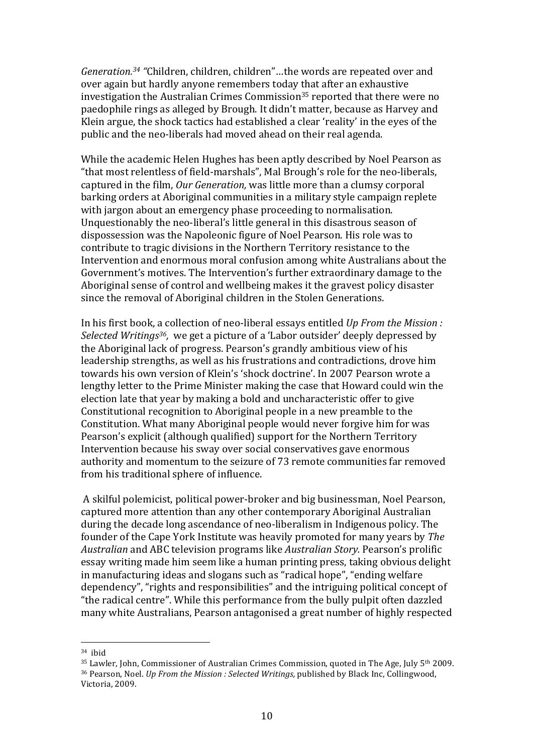*Generation.*[34] "Children, children, children"…the words are repeated over and over again but hardly anyone remembers today that after an exhaustive investigation the Australian Crimes Commission[35] reported that there were no paedophile rings as alleged by Brough. It didn't matter, because as Harvey and Klein argue, the shock tactics had established a clear 'reality' in the eyes of the public and the neo-liberals had moved ahead on their real agenda.

While the academic Helen Hughes has been aptly described by Noel Pearson as "that most relentless of field-marshals", Mal Brough's role for the neo-liberals, captured in the film, *Our Generation,* was little more than a clumsy corporal barking orders at Aboriginal communities in a military style campaign replete with jargon about an emergency phase proceeding to normalisation. Unquestionably the neo-liberal's little general in this disastrous season of dispossession was the Napoleonic figure of Noel Pearson. His role was to contribute to tragic divisions in the Northern Territory resistance to the Intervention and enormous moral confusion among white Australians about the Government's motives. The Intervention's further extraordinary damage to the Aboriginal sense of control and wellbeing makes it the gravest policy disaster since the removal of Aboriginal children in the Stolen Generations.

In his first book, a collection of neo-liberal essays entitled *Up From the Mission : Selected Writings*[36], we get a picture of a 'Labor outsider' deeply depressed by the Aboriginal lack of progress. Pearson's grandly ambitious view of his leadership strengths, as well as his frustrations and contradictions, drove him towards his own version of Klein's 'shock doctrine'. In 2007 Pearson wrote a lengthy letter to the Prime Minister making the case that Howard could win the election late that year by making a bold and uncharacteristic offer to give Constitutional recognition to Aboriginal people in a new preamble to the Constitution. What many Aboriginal people would never forgive him for was Pearson's explicit (although qualified) support for the Northern Territory Intervention because his sway over social conservatives gave enormous authority and momentum to the seizure of 73 remote communities far removed from his traditional sphere of influence.

A skilful polemicist, political power-broker and big businessman, Noel Pearson, captured more attention than any other contemporary Aboriginal Australian during the decade long ascendance of neo-liberalism in Indigenous policy. The founder of the Cape York Institute was heavily promoted for many years by *The Australian* and ABC television programs like *Australian Story.* Pearson's prolific essay writing made him seem like a human printing press, taking obvious delight in manufacturing ideas and slogans such as "radical hope", "ending welfare dependency", "rights and responsibilities" and the intriguing political concept of "the radical centre". While this performance from the bully pulpit often dazzled many white Australians, Pearson antagonised a great number of highly respected

---

[34] ibid

[35] Lawler, John, Commissioner of Australian Crimes Commission, quoted in The Age, July 5th 2009.

[36] Pearson, Noel. *Up From the Mission : Selected Writings,* published by Black Inc, Collingwood, Victoria, 2009.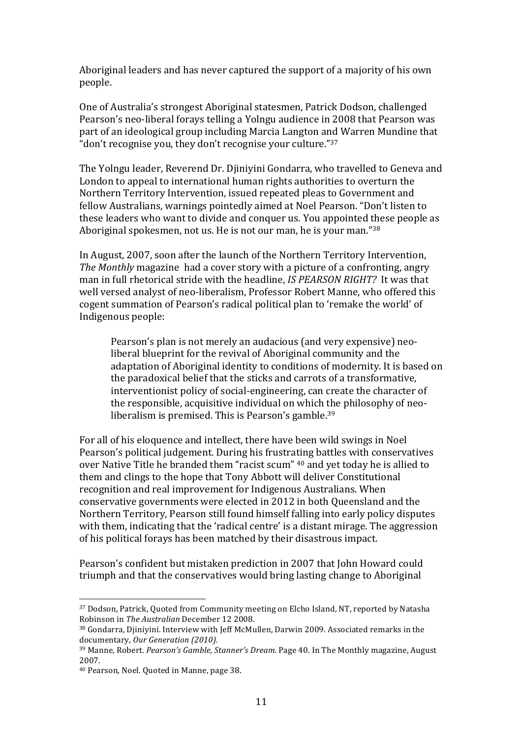Aboriginal leaders and has never captured the support of a majority of his own people.

One of Australia's strongest Aboriginal statesmen, Patrick Dodson, challenged Pearson's neo-liberal forays telling a Yolngu audience in 2008 that Pearson was part of an ideological group including Marcia Langton and Warren Mundine that "don't recognise you, they don't recognise your culture."[37]

The Yolngu leader, Reverend Dr. Djiniyini Gondarra, who travelled to Geneva and London to appeal to international human rights authorities to overturn the Northern Territory Intervention, issued repeated pleas to Government and fellow Australians, warnings pointedly aimed at Noel Pearson. "Don't listen to these leaders who want to divide and conquer us. You appointed these people as Aboriginal spokesmen, not us. He is not our man, he is your man."[38]

In August, 2007, soon after the launch of the Northern Territory Intervention, *The Monthly* magazine had a cover story with a picture of a confronting, angry man in full rhetorical stride with the headline, *IS PEARSON RIGHT?* It was that well versed analyst of neo-liberalism, Professor Robert Manne, who offered this cogent summation of Pearson's radical political plan to 'remake the world' of Indigenous people:

> Pearson's plan is not merely an audacious (and very expensive) neo-liberal blueprint for the revival of Aboriginal community and the adaptation of Aboriginal identity to conditions of modernity. It is based on the paradoxical belief that the sticks and carrots of a transformative, interventionist policy of social-engineering, can create the character of the responsible, acquisitive individual on which the philosophy of neo-liberalism is premised. This is Pearson's gamble.[39]

For all of his eloquence and intellect, there have been wild swings in Noel Pearson's political judgement. During his frustrating battles with conservatives over Native Title he branded them "racist scum" [40] and yet today he is allied to them and clings to the hope that Tony Abbott will deliver Constitutional recognition and real improvement for Indigenous Australians. When conservative governments were elected in 2012 in both Queensland and the Northern Territory, Pearson still found himself falling into early policy disputes with them, indicating that the 'radical centre' is a distant mirage. The aggression of his political forays has been matched by their disastrous impact.

Pearson's confident but mistaken prediction in 2007 that John Howard could triumph and that the conservatives would bring lasting change to Aboriginal

---

[37] Dodson, Patrick, Quoted from Community meeting on Elcho Island, NT, reported by Natasha Robinson in *The Australian* December 12 2008.

[38] Gondarra, Djiniyini. Interview with Jeff McMullen, Darwin 2009. Associated remarks in the documentary, *Our Generation (2010).*

[39] Manne, Robert. *Pearson's Gamble, Stanner's Dream.* Page 40. In The Monthly magazine, August 2007.

[40] Pearson, Noel. Quoted in Manne, page 38.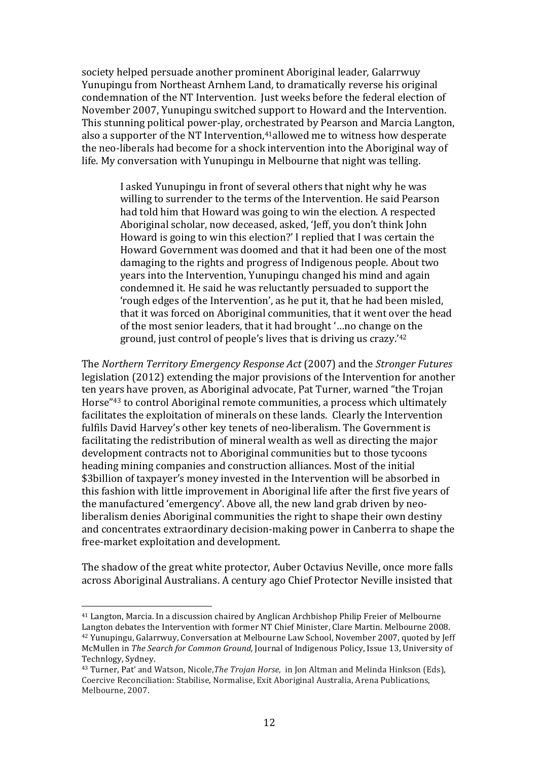society helped persuade another prominent Aboriginal leader, Galarrwuy Yunupingu from Northeast Arnhem Land, to dramatically reverse his original condemnation of the NT Intervention. Just weeks before the federal election of November 2007, Yunupingu switched support to Howard and the Intervention. This stunning political power-play, orchestrated by Pearson and Marcia Langton, also a supporter of the NT Intervention,[41]allowed me to witness how desperate the neo-liberals had become for a shock intervention into the Aboriginal way of life. My conversation with Yunupingu in Melbourne that night was telling.

> I asked Yunupingu in front of several others that night why he was willing to surrender to the terms of the Intervention. He said Pearson had told him that Howard was going to win the election. A respected Aboriginal scholar, now deceased, asked, 'Jeff, you don't think John Howard is going to win this election?' I replied that I was certain the Howard Government was doomed and that it had been one of the most damaging to the rights and progress of Indigenous people. About two years into the Intervention, Yunupingu changed his mind and again condemned it. He said he was reluctantly persuaded to support the 'rough edges of the Intervention', as he put it, that he had been misled, that it was forced on Aboriginal communities, that it went over the head of the most senior leaders, that it had brought '…no change on the ground, just control of people's lives that is driving us crazy.'[42]

The *Northern Territory Emergency Response Act* (2007) and the *Stronger Futures* legislation (2012) extending the major provisions of the Intervention for another ten years have proven, as Aboriginal advocate, Pat Turner, warned "the Trojan Horse"[43] to control Aboriginal remote communities, a process which ultimately facilitates the exploitation of minerals on these lands. Clearly the Intervention fulfils David Harvey's other key tenets of neo-liberalism. The Government is facilitating the redistribution of mineral wealth as well as directing the major development contracts not to Aboriginal communities but to those tycoons heading mining companies and construction alliances. Most of the initial \$3billion of taxpayer's money invested in the Intervention will be absorbed in this fashion with little improvement in Aboriginal life after the first five years of the manufactured 'emergency'. Above all, the new land grab driven by neo-liberalism denies Aboriginal communities the right to shape their own destiny and concentrates extraordinary decision-making power in Canberra to shape the free-market exploitation and development.

The shadow of the great white protector, Auber Octavius Neville, once more falls across Aboriginal Australians. A century ago Chief Protector Neville insisted that

---

[41] Langton, Marcia. In a discussion chaired by Anglican Archbishop Philip Freier of Melbourne Langton debates the Intervention with former NT Chief Minister, Clare Martin. Melbourne 2008.

[42] Yunupingu, Galarrwuy, Conversation at Melbourne Law School, November 2007, quoted by Jeff McMullen in *The Search for Common Ground,* Journal of Indigenous Policy, Issue 13, University of Technlogy, Sydney.

[43] Turner, Pat' and Watson, Nicole,*The Trojan Horse,* in Jon Altman and Melinda Hinkson (Eds), Coercive Reconciliation: Stabilise, Normalise, Exit Aboriginal Australia, Arena Publications, Melbourne, 2007.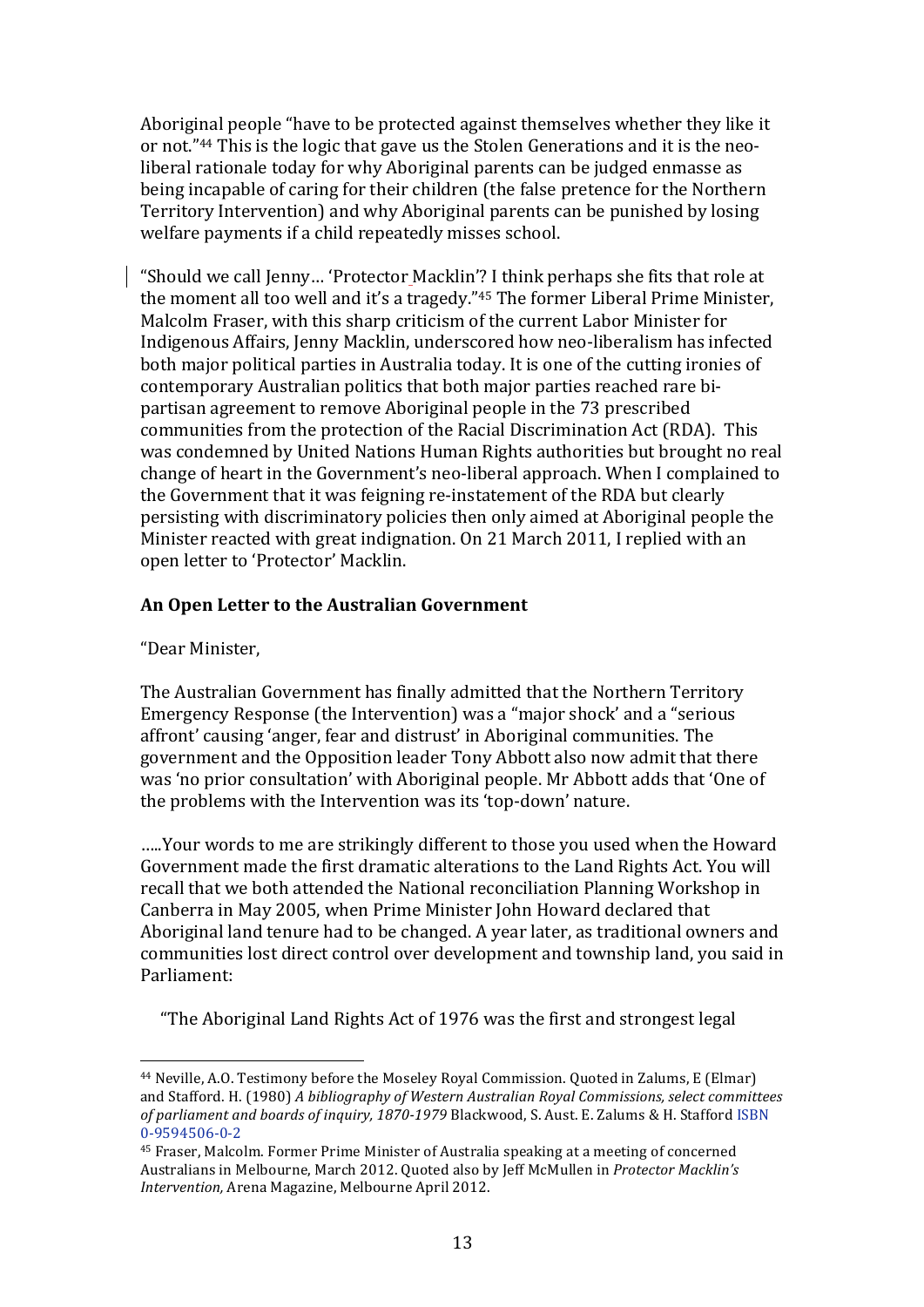Aboriginal people "have to be protected against themselves whether they like it or not."[44] This is the logic that gave us the Stolen Generations and it is the neo-liberal rationale today for why Aboriginal parents can be judged enmasse as being incapable of caring for their children (the false pretence for the Northern Territory Intervention) and why Aboriginal parents can be punished by losing welfare payments if a child repeatedly misses school.

"Should we call Jenny… 'Protector Macklin'? I think perhaps she fits that role at the moment all too well and it's a tragedy."[45] The former Liberal Prime Minister, Malcolm Fraser, with this sharp criticism of the current Labor Minister for Indigenous Affairs, Jenny Macklin, underscored how neo-liberalism has infected both major political parties in Australia today. It is one of the cutting ironies of contemporary Australian politics that both major parties reached rare bi-partisan agreement to remove Aboriginal people in the 73 prescribed communities from the protection of the Racial Discrimination Act (RDA). This was condemned by United Nations Human Rights authorities but brought no real change of heart in the Government's neo-liberal approach. When I complained to the Government that it was feigning re-instatement of the RDA but clearly persisting with discriminatory policies then only aimed at Aboriginal people the Minister reacted with great indignation. On 21 March 2011, I replied with an open letter to 'Protector' Macklin.

**An Open Letter to the Australian Government**

"Dear Minister,

The Australian Government has finally admitted that the Northern Territory Emergency Response (the Intervention) was a "major shock' and a "serious affront' causing 'anger, fear and distrust' in Aboriginal communities. The government and the Opposition leader Tony Abbott also now admit that there was 'no prior consultation' with Aboriginal people. Mr Abbott adds that 'One of the problems with the Intervention was its 'top-down' nature.

…..Your words to me are strikingly different to those you used when the Howard Government made the first dramatic alterations to the Land Rights Act. You will recall that we both attended the National reconciliation Planning Workshop in Canberra in May 2005, when Prime Minister John Howard declared that Aboriginal land tenure had to be changed. A year later, as traditional owners and communities lost direct control over development and township land, you said in Parliament:

"The Aboriginal Land Rights Act of 1976 was the first and strongest legal

---

[44] Neville, A.O. Testimony before the Moseley Royal Commission. Quoted in Zalums, E (Elmar) and Stafford. H. (1980) *A bibliography of Western Australian Royal Commissions, select committees of parliament and boards of inquiry, 1870-1979* Blackwood, S. Aust. E. Zalums & H. Stafford ISBN 0-9594506-0-2

[45] Fraser, Malcolm. Former Prime Minister of Australia speaking at a meeting of concerned Australians in Melbourne, March 2012. Quoted also by Jeff McMullen in *Protector Macklin's Intervention,* Arena Magazine, Melbourne April 2012.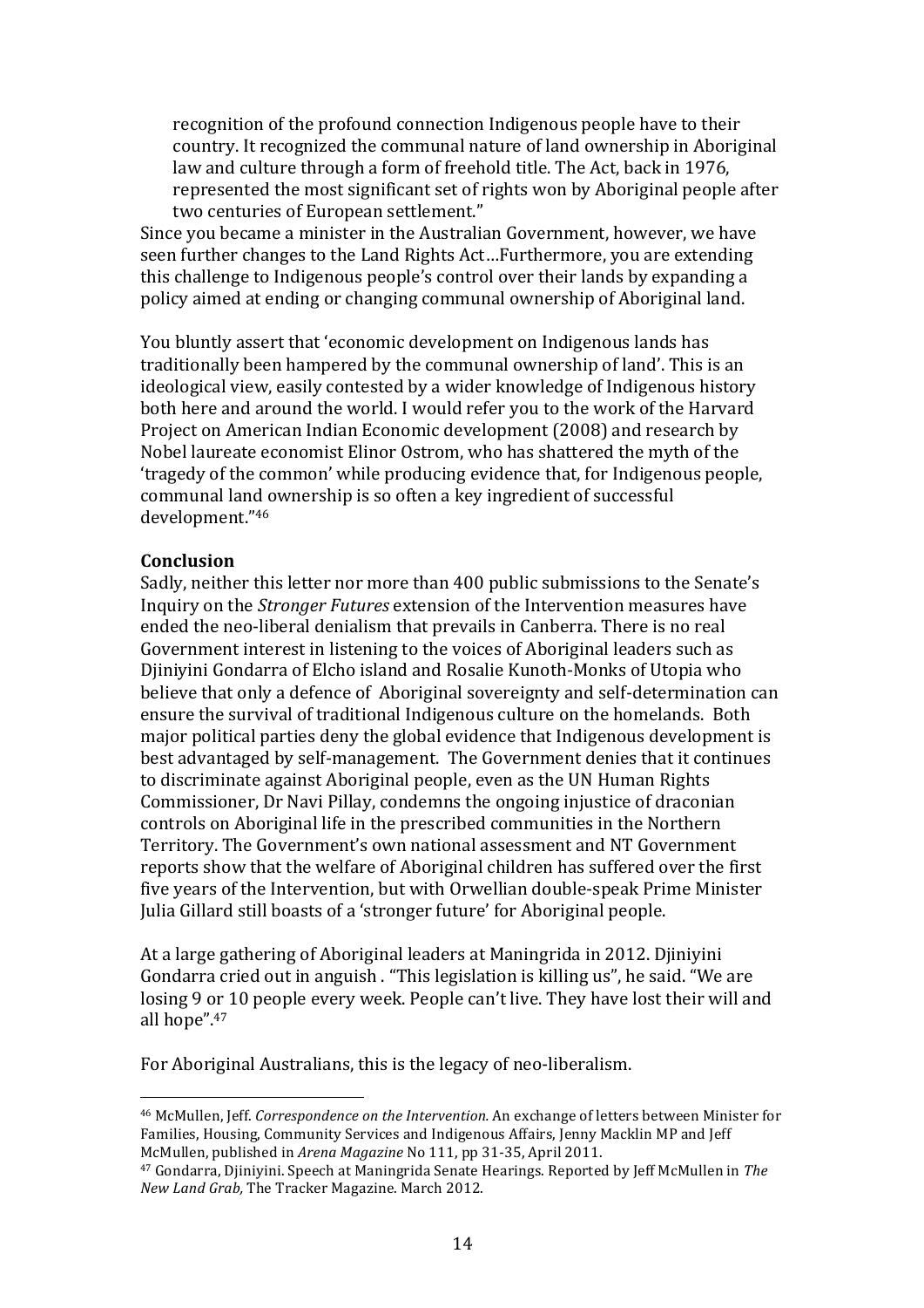recognition of the profound connection Indigenous people have to their country. It recognized the communal nature of land ownership in Aboriginal law and culture through a form of freehold title. The Act, back in 1976, represented the most significant set of rights won by Aboriginal people after two centuries of European settlement."

Since you became a minister in the Australian Government, however, we have seen further changes to the Land Rights Act…Furthermore, you are extending this challenge to Indigenous people's control over their lands by expanding a policy aimed at ending or changing communal ownership of Aboriginal land.

You bluntly assert that 'economic development on Indigenous lands has traditionally been hampered by the communal ownership of land'. This is an ideological view, easily contested by a wider knowledge of Indigenous history both here and around the world. I would refer you to the work of the Harvard Project on American Indian Economic development (2008) and research by Nobel laureate economist Elinor Ostrom, who has shattered the myth of the 'tragedy of the common' while producing evidence that, for Indigenous people, communal land ownership is so often a key ingredient of successful development."[46]

**Conclusion**

Sadly, neither this letter nor more than 400 public submissions to the Senate's Inquiry on the *Stronger Futures* extension of the Intervention measures have ended the neo-liberal denialism that prevails in Canberra. There is no real Government interest in listening to the voices of Aboriginal leaders such as Djiniyini Gondarra of Elcho island and Rosalie Kunoth-Monks of Utopia who believe that only a defence of Aboriginal sovereignty and self-determination can ensure the survival of traditional Indigenous culture on the homelands. Both major political parties deny the global evidence that Indigenous development is best advantaged by self-management. The Government denies that it continues to discriminate against Aboriginal people, even as the UN Human Rights Commissioner, Dr Navi Pillay, condemns the ongoing injustice of draconian controls on Aboriginal life in the prescribed communities in the Northern Territory. The Government's own national assessment and NT Government reports show that the welfare of Aboriginal children has suffered over the first five years of the Intervention, but with Orwellian double-speak Prime Minister Julia Gillard still boasts of a 'stronger future' for Aboriginal people.

At a large gathering of Aboriginal leaders at Maningrida in 2012. Djiniyini Gondarra cried out in anguish . "This legislation is killing us", he said. "We are losing 9 or 10 people every week. People can't live. They have lost their will and all hope".[47]

For Aboriginal Australians, this is the legacy of neo-liberalism.

---

[46] McMullen, Jeff. *Correspondence on the Intervention.* An exchange of letters between Minister for Families, Housing, Community Services and Indigenous Affairs, Jenny Macklin MP and Jeff McMullen, published in *Arena Magazine* No 111, pp 31-35, April 2011.

[47] Gondarra, Djiniyini. Speech at Maningrida Senate Hearings. Reported by Jeff McMullen in *The New Land Grab,* The Tracker Magazine. March 2012.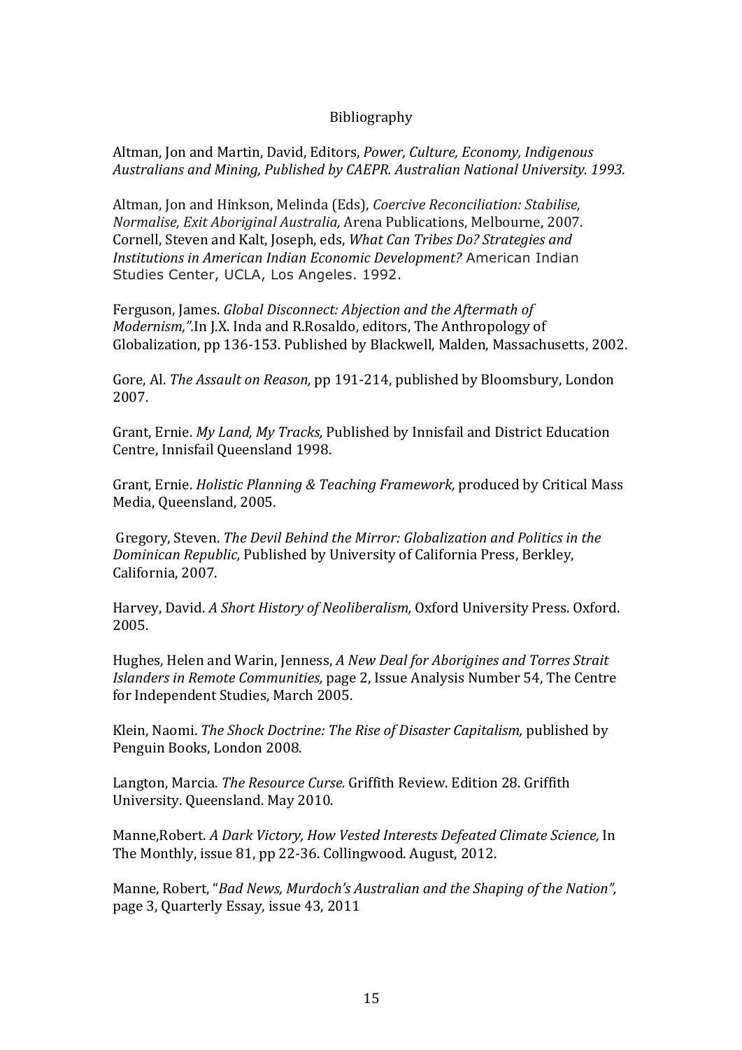# Bibliography

Altman, Jon and Martin, David, Editors, *Power, Culture, Economy, Indigenous Australians and Mining, Published by CAEPR. Australian National University. 1993.*

Altman, Jon and Hinkson, Melinda (Eds), *Coercive Reconciliation: Stabilise, Normalise, Exit Aboriginal Australia,* Arena Publications, Melbourne, 2007. Cornell, Steven and Kalt, Joseph, eds, *What Can Tribes Do? Strategies and Institutions in American Indian Economic Development?* American Indian Studies Center, UCLA, Los Angeles. 1992.

Ferguson, James. *Global Disconnect: Abjection and the Aftermath of Modernism,".*In J.X. Inda and R.Rosaldo, editors, The Anthropology of Globalization, pp 136-153. Published by Blackwell, Malden, Massachusetts, 2002.

Gore, Al. *The Assault on Reason,* pp 191-214, published by Bloomsbury, London 2007.

Grant, Ernie. *My Land, My Tracks,* Published by Innisfail and District Education Centre, Innisfail Queensland 1998.

Grant, Ernie. *Holistic Planning & Teaching Framework,* produced by Critical Mass Media, Queensland, 2005.

Gregory, Steven. *The Devil Behind the Mirror: Globalization and Politics in the Dominican Republic,* Published by University of California Press, Berkley, California, 2007.

Harvey, David. *A Short History of Neoliberalism,* Oxford University Press. Oxford. 2005.

Hughes, Helen and Warin, Jenness, *A New Deal for Aborigines and Torres Strait Islanders in Remote Communities,* page 2, Issue Analysis Number 54, The Centre for Independent Studies, March 2005.

Klein, Naomi. *The Shock Doctrine: The Rise of Disaster Capitalism,* published by Penguin Books, London 2008.

Langton, Marcia. *The Resource Curse.* Griffith Review. Edition 28. Griffith University. Queensland. May 2010.

Manne,Robert. *A Dark Victory, How Vested Interests Defeated Climate Science,* In The Monthly, issue 81, pp 22-36. Collingwood. August, 2012.

Manne, Robert, "*Bad News, Murdoch's Australian and the Shaping of the Nation",* page 3, Quarterly Essay, issue 43, 2011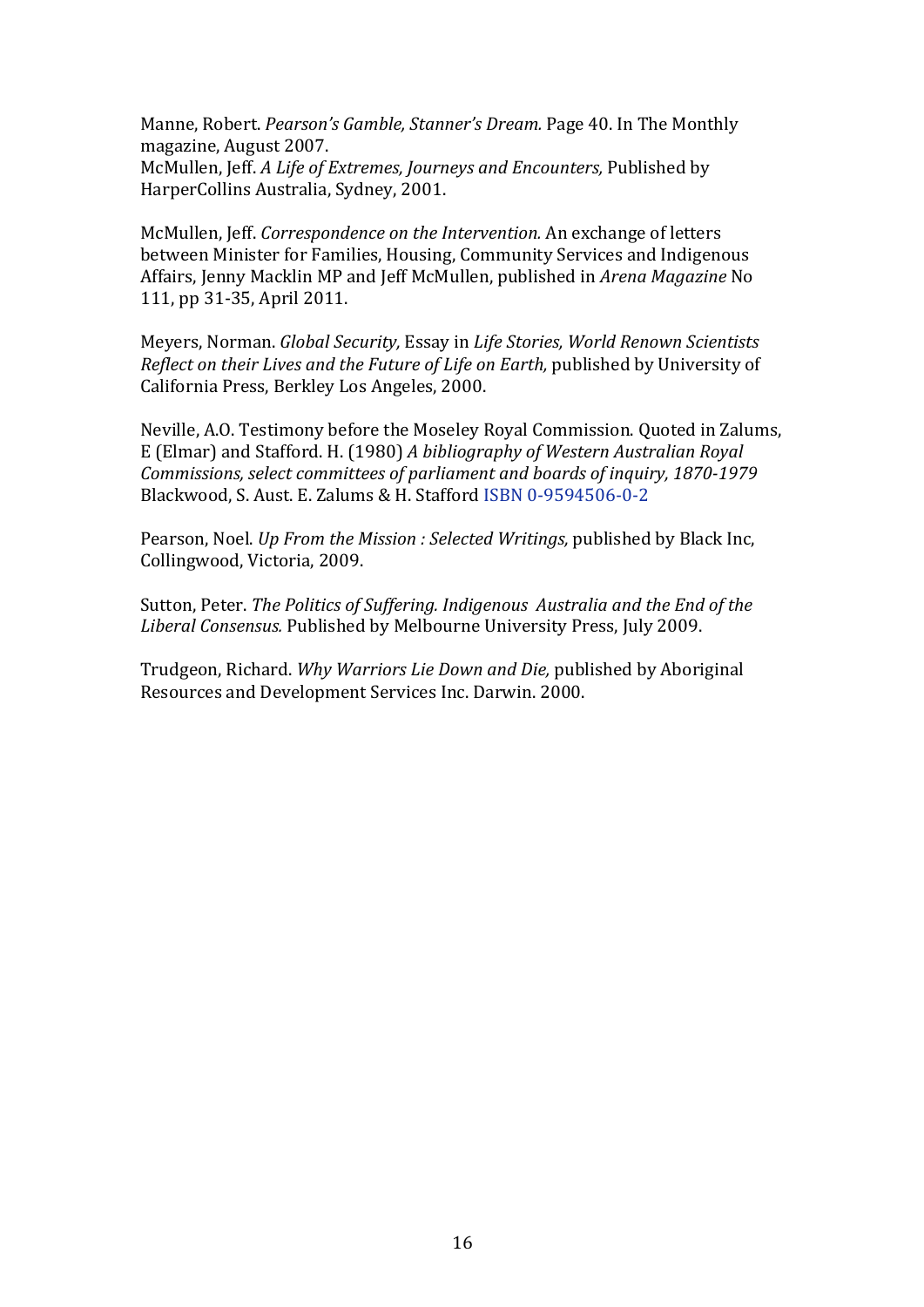Manne, Robert. *Pearson's Gamble, Stanner's Dream.* Page 40. In The Monthly magazine, August 2007.
McMullen, Jeff. *A Life of Extremes, Journeys and Encounters,* Published by HarperCollins Australia, Sydney, 2001.

McMullen, Jeff. *Correspondence on the Intervention.* An exchange of letters between Minister for Families, Housing, Community Services and Indigenous Affairs, Jenny Macklin MP and Jeff McMullen, published in *Arena Magazine* No 111, pp 31-35, April 2011.

Meyers, Norman. *Global Security,* Essay in *Life Stories, World Renown Scientists Reflect on their Lives and the Future of Life on Earth,* published by University of California Press, Berkley Los Angeles, 2000.

Neville, A.O. Testimony before the Moseley Royal Commission. Quoted in Zalums, E (Elmar) and Stafford. H. (1980) *A bibliography of Western Australian Royal Commissions, select committees of parliament and boards of inquiry, 1870-1979* Blackwood, S. Aust. E. Zalums & H. Stafford ISBN 0-9594506-0-2

Pearson, Noel. *Up From the Mission : Selected Writings,* published by Black Inc, Collingwood, Victoria, 2009.

Sutton, Peter. *The Politics of Suffering. Indigenous Australia and the End of the Liberal Consensus.* Published by Melbourne University Press, July 2009.

Trudgeon, Richard. *Why Warriors Lie Down and Die,* published by Aboriginal Resources and Development Services Inc. Darwin. 2000.